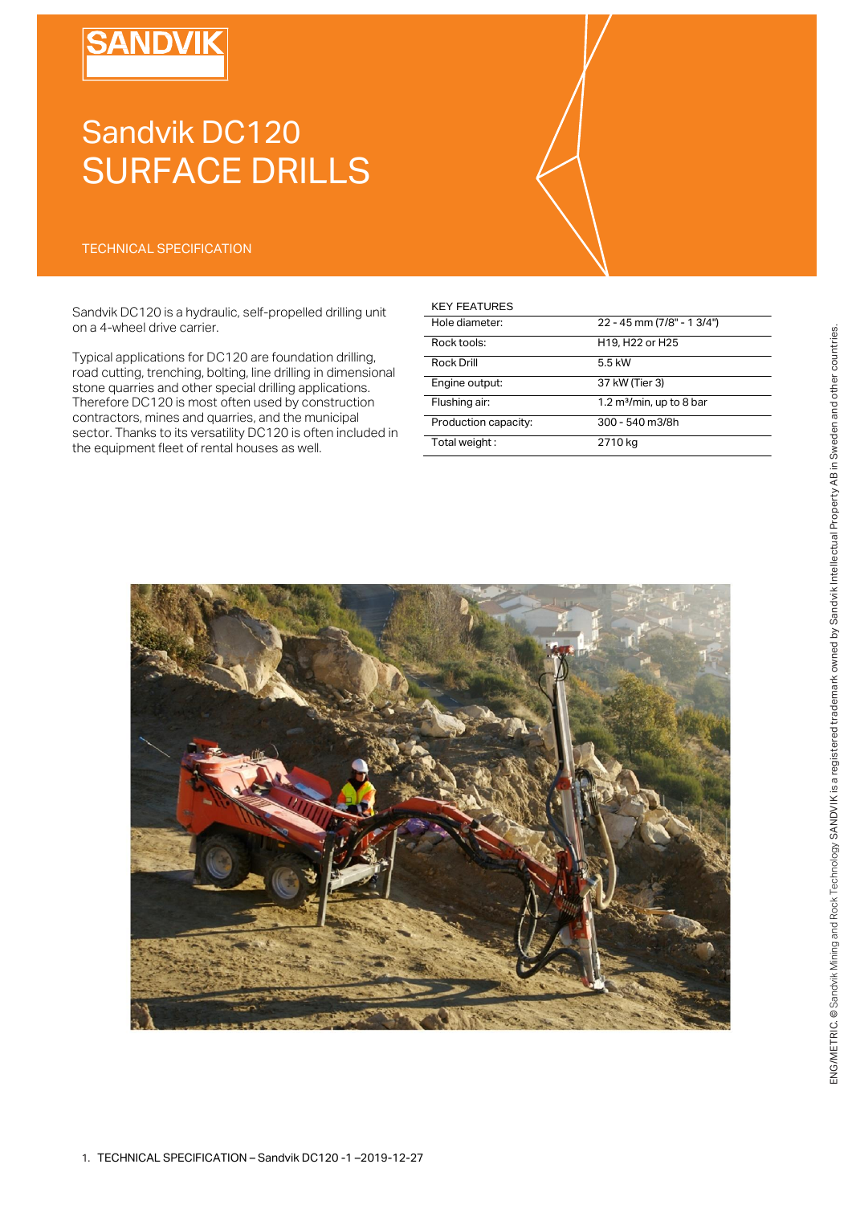# Sandvik DC120
# SURFACE DRILLS

TECHNICAL SPECIFICATION

Sandvik DC120 is a hydraulic, self-propelled drilling unit on a 4-wheel drive carrier.

Typical applications for DC120 are foundation drilling, road cutting, trenching, bolting, line drilling in dimensional stone quarries and other special drilling applications. Therefore DC120 is most often used by construction contractors, mines and quarries, and the municipal sector. Thanks to its versatility DC120 is often included in the equipment fleet of rental houses as well.

| KEY FEATURES | |
|---|---|
| Hole diameter: | 22 - 45 mm (7/8" - 1 3/4") |
| Rock tools: | H19, H22 or H25 |
| Rock Drill | 5.5 kW |
| Engine output: | 37 kW (Tier 3) |
| Flushing air: | 1.2 m³/min, up to 8 bar |
| Production capacity: | 300 - 540 m3/8h |
| Total weight : | 2710 kg |

ENG/METRIC. © Sandvik Mining and Rock Technology SANDVIK is a registered trademark owned by Sandvik Intellectual Property AB in Sweden and other countries.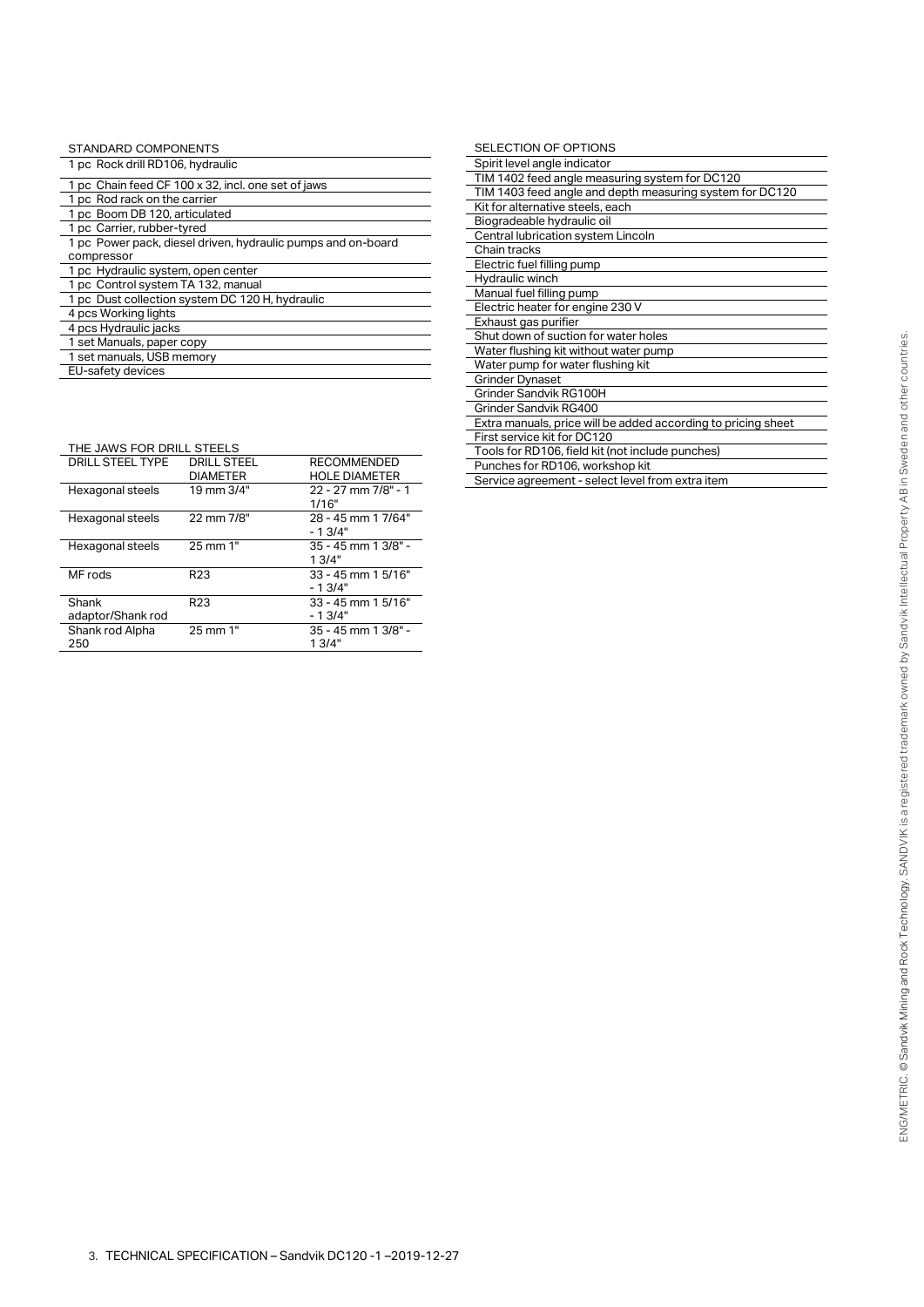## STANDARD COMPONENTS

- 1 pc Rock drill RD106, hydraulic
- 1 pc Chain feed CF 100 x 32, incl. one set of jaws
- 1 pc Rod rack on the carrier
- 1 pc Boom DB 120, articulated
- 1 pc Carrier, rubber-tyred
- 1 pc Power pack, diesel driven, hydraulic pumps and on-board compressor
- 1 pc Hydraulic system, open center
- 1 pc Control system TA 132, manual
- 1 pc Dust collection system DC 120 H, hydraulic
- 4 pcs Working lights
- 4 pcs Hydraulic jacks
- 1 set Manuals, paper copy
- 1 set manuals, USB memory
- EU-safety devices

## THE JAWS FOR DRILL STEELS

| DRILL STEEL TYPE | DRILL STEEL DIAMETER | RECOMMENDED HOLE DIAMETER |
|---|---|---|
| Hexagonal steels | 19 mm 3/4" | 22 - 27 mm 7/8" - 1 1/16" |
| Hexagonal steels | 22 mm 7/8" | 28 - 45 mm 1 7/64" - 1 3/4" |
| Hexagonal steels | 25 mm 1" | 35 - 45 mm 1 3/8" - 1 3/4" |
| MF rods | R23 | 33 - 45 mm 1 5/16" - 1 3/4" |
| Shank adaptor/Shank rod | R23 | 33 - 45 mm 1 5/16" - 1 3/4" |
| Shank rod Alpha 250 | 25 mm 1" | 35 - 45 mm 1 3/8" - 1 3/4" |

## SELECTION OF OPTIONS

- Spirit level angle indicator
- TIM 1402 feed angle measuring system for DC120
- TIM 1403 feed angle and depth measuring system for DC120
- Kit for alternative steels, each
- Biogradeable hydraulic oil
- Central lubrication system Lincoln
- Chain tracks
- Electric fuel filling pump
- Hydraulic winch
- Manual fuel filling pump
- Electric heater for engine 230 V
- Exhaust gas purifier
- Shut down of suction for water holes
- Water flushing kit without water pump
- Water pump for water flushing kit
- Grinder Dynaset
- Grinder Sandvik RG100H
- Grinder Sandvik RG400
- Extra manuals, price will be added according to pricing sheet
- First service kit for DC120
- Tools for RD106, field kit (not include punches)
- Punches for RD106, workshop kit
- Service agreement - select level from extra item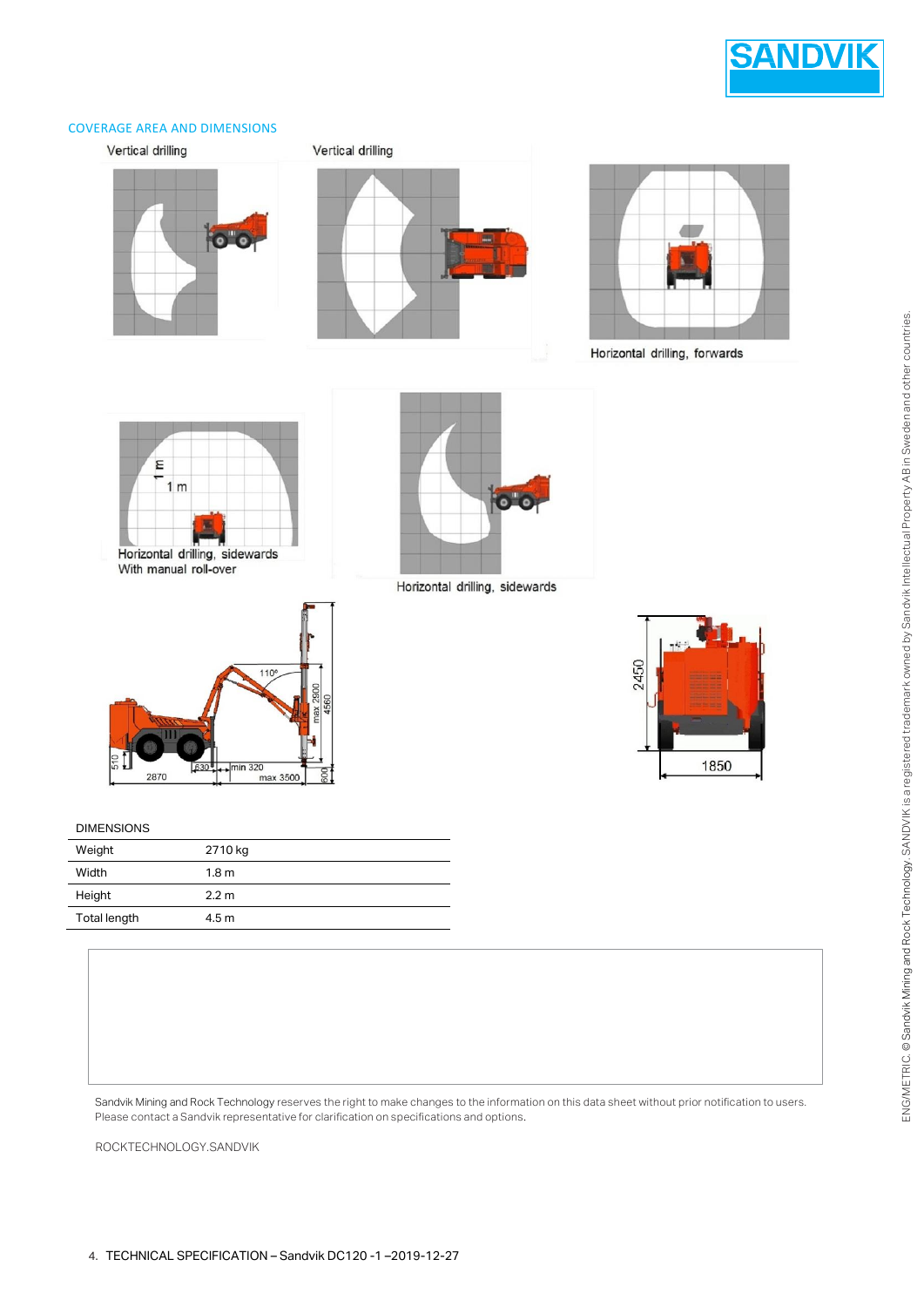## COVERAGE AREA AND DIMENSIONS

Vertical drilling

Vertical drilling

Horizontal drilling, forwards

1 m

1 m

Horizontal drilling, sidewards
With manual roll-over

Horizontal drilling, sidewards

110°

max 2900

4560

510

2870

630

min 320

max 3500

600

2450

1850

DIMENSIONS

| | |
|---|---|
| Weight | 2710 kg |
| Width | 1.8 m |
| Height | 2.2 m |
| Total length | 4.5 m |

Sandvik Mining and Rock Technology reserves the right to make changes to the information on this data sheet without prior notification to users. Please contact a Sandvik representative for clarification on specifications and options.

ROCKTECHNOLOGY.SANDVIK

ENG/METRIC. © Sandvik Mining and Rock Technology. SANDVIK is a registered trademark owned by Sandvik Intellectual Property AB in Sweden and other countries.